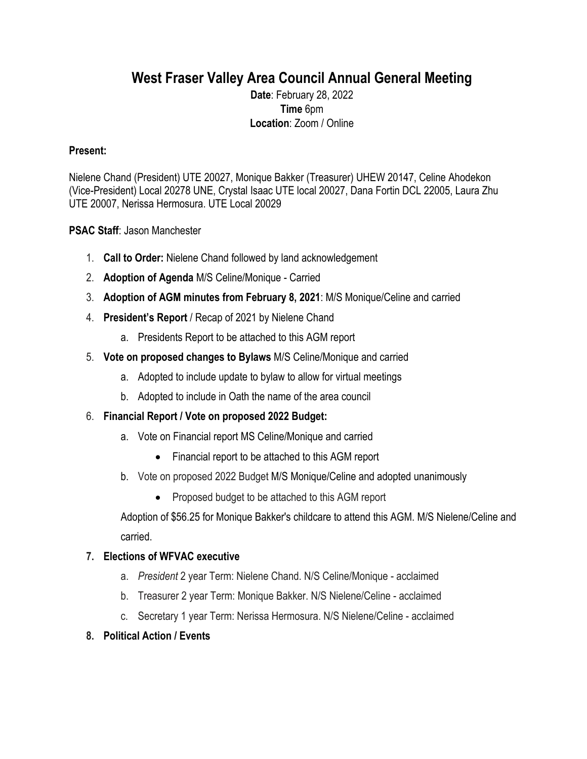# West Fraser Valley Area Council Annual General Meeting

**Date**: February 28, 2022
**Time** 6pm
**Location**: Zoom / Online

**Present:**

Nielene Chand (President) UTE 20027, Monique Bakker (Treasurer) UHEW 20147, Celine Ahodekon (Vice-President) Local 20278 UNE, Crystal Isaac UTE local 20027, Dana Fortin DCL 22005, Laura Zhu UTE 20007, Nerissa Hermosura. UTE Local 20029

**PSAC Staff**: Jason Manchester

1. **Call to Order:** Nielene Chand followed by land acknowledgement
2. **Adoption of Agenda** M/S Celine/Monique - Carried
3. **Adoption of AGM minutes from February 8, 2021**: M/S Monique/Celine and carried
4. **President's Report** / Recap of 2021 by Nielene Chand
   a. Presidents Report to be attached to this AGM report
5. **Vote on proposed changes to Bylaws** M/S Celine/Monique and carried
   a. Adopted to include update to bylaw to allow for virtual meetings
   b. Adopted to include in Oath the name of the area council
6. **Financial Report / Vote on proposed 2022 Budget:**
   a. Vote on Financial report MS Celine/Monique and carried
      - Financial report to be attached to this AGM report
   
   b. Vote on proposed 2022 Budget M/S Monique/Celine and adopted unanimously
      - Proposed budget to be attached to this AGM report

   Adoption of $56.25 for Monique Bakker's childcare to attend this AGM. M/S Nielene/Celine and carried.
7. **Elections of WFVAC executive**
   a. *President* 2 year Term: Nielene Chand. N/S Celine/Monique - acclaimed
   b. Treasurer 2 year Term: Monique Bakker. N/S Nielene/Celine - acclaimed
   c. Secretary 1 year Term: Nerissa Hermosura. N/S Nielene/Celine - acclaimed
8. **Political Action / Events**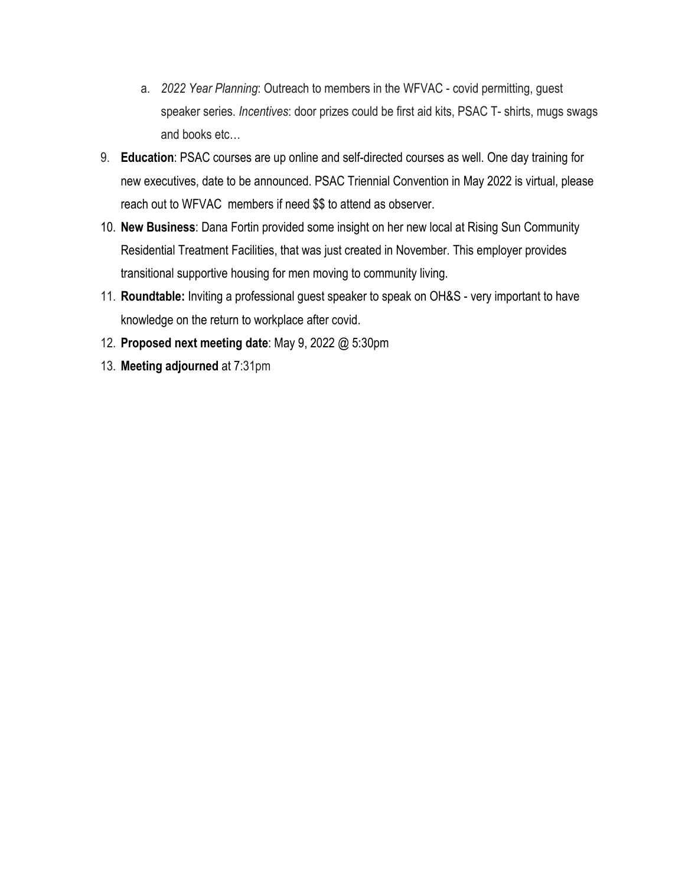a. *2022 Year Planning*: Outreach to members in the WFVAC - covid permitting, guest speaker series. *Incentives*: door prizes could be first aid kits, PSAC T- shirts, mugs swags and books etc…

9. **Education**: PSAC courses are up online and self-directed courses as well. One day training for new executives, date to be announced. PSAC Triennial Convention in May 2022 is virtual, please reach out to WFVAC members if need $$ to attend as observer.
10. **New Business**: Dana Fortin provided some insight on her new local at Rising Sun Community Residential Treatment Facilities, that was just created in November. This employer provides transitional supportive housing for men moving to community living.
11. **Roundtable:** Inviting a professional guest speaker to speak on OH&S - very important to have knowledge on the return to workplace after covid.
12. **Proposed next meeting date**: May 9, 2022 @ 5:30pm
13. **Meeting adjourned** at 7:31pm